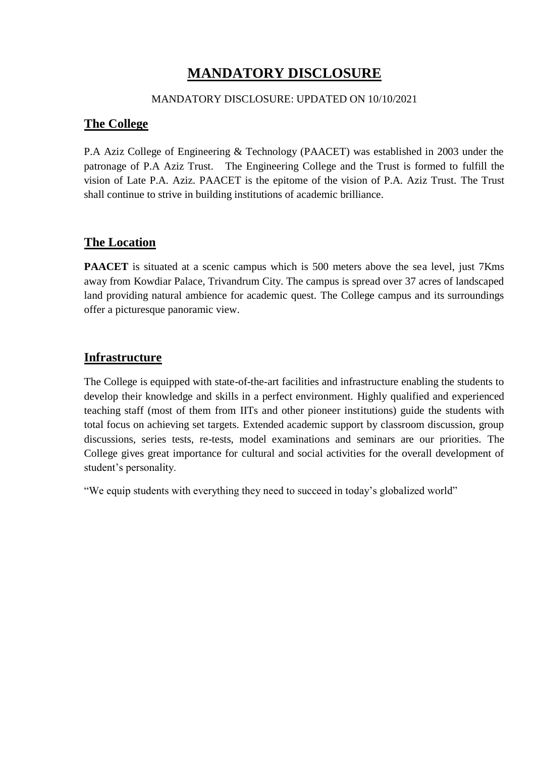# MANDATORY DISCLOSURE

MANDATORY DISCLOSURE: UPDATED ON 10/10/2021

## The College

P.A Aziz College of Engineering & Technology (PAACET) was established in 2003 under the patronage of P.A Aziz Trust. The Engineering College and the Trust is formed to fulfill the vision of Late P.A. Aziz. PAACET is the epitome of the vision of P.A. Aziz Trust. The Trust shall continue to strive in building institutions of academic brilliance.

## The Location

**PAACET** is situated at a scenic campus which is 500 meters above the sea level, just 7Kms away from Kowdiar Palace, Trivandrum City. The campus is spread over 37 acres of landscaped land providing natural ambience for academic quest. The College campus and its surroundings offer a picturesque panoramic view.

## Infrastructure

The College is equipped with state-of-the-art facilities and infrastructure enabling the students to develop their knowledge and skills in a perfect environment. Highly qualified and experienced teaching staff (most of them from IITs and other pioneer institutions) guide the students with total focus on achieving set targets. Extended academic support by classroom discussion, group discussions, series tests, re-tests, model examinations and seminars are our priorities. The College gives great importance for cultural and social activities for the overall development of student's personality.

"We equip students with everything they need to succeed in today's globalized world"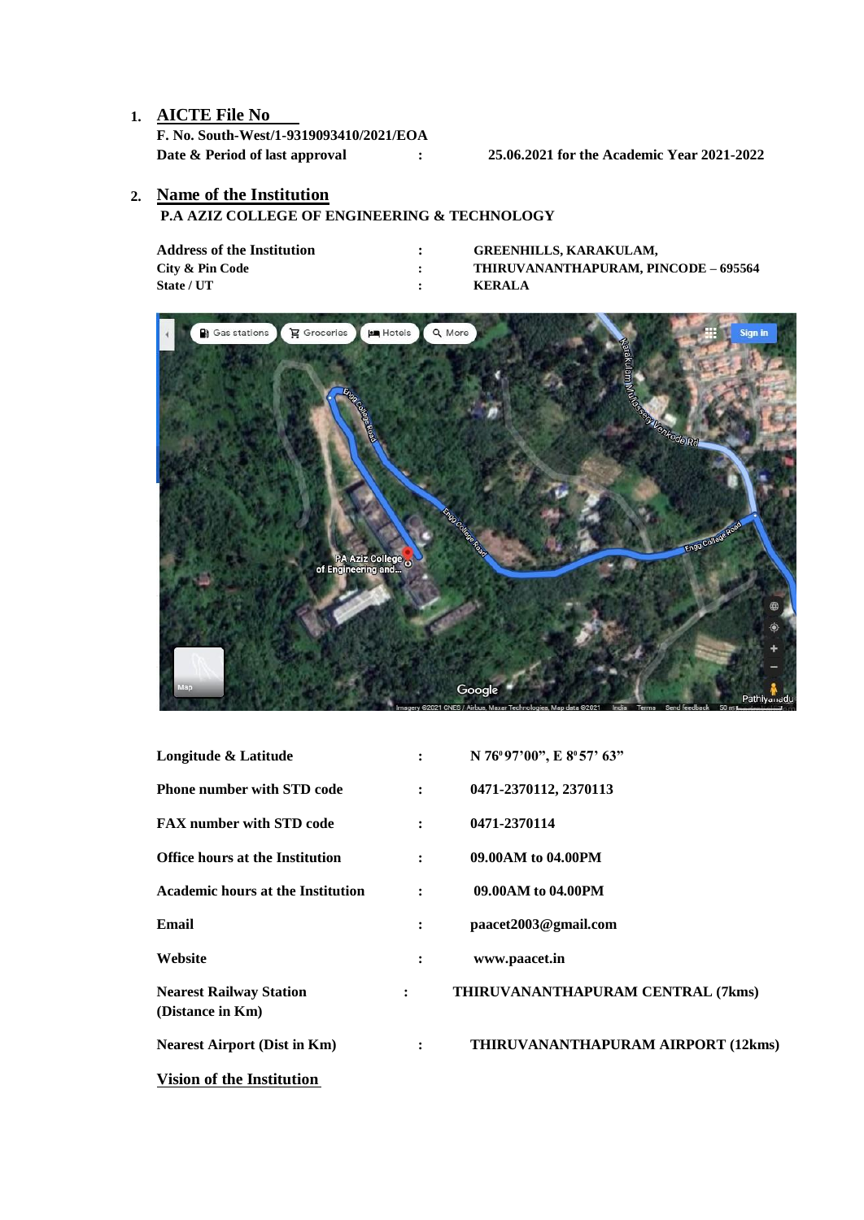1. **AICTE File No**

   **F. No. South-West/1-9319093410/2021/EOA**

   **Date & Period of last approval : 25.06.2021 for the Academic Year 2021-2022**

2. **Name of the Institution**

   **P.A AZIZ COLLEGE OF ENGINEERING & TECHNOLOGY**

| | | |
|---|---|---|
| **Address of the Institution** | **:** | **GREENHILLS, KARAKULAM,** |
| **City & Pin Code** | **:** | **THIRUVANANTHAPURAM, PINCODE – 695564** |
| **State / UT** | **:** | **KERALA** |

| | | |
|---|---|---|
| **Longitude & Latitude** | **:** | **N 76⁰97'00", E 8⁰57' 63"** |
| **Phone number with STD code** | **:** | **0471-2370112, 2370113** |
| **FAX number with STD code** | **:** | **0471-2370114** |
| **Office hours at the Institution** | **:** | **09.00AM to 04.00PM** |
| **Academic hours at the Institution** | **:** | **09.00AM to 04.00PM** |
| **Email** | **:** | **paacet2003@gmail.com** |
| **Website** | **:** | **www.paacet.in** |
| **Nearest Railway Station (Distance in Km)** | **:** | **THIRUVANANTHAPURAM CENTRAL (7kms)** |
| **Nearest Airport (Dist in Km)** | **:** | **THIRUVANANTHAPURAM AIRPORT (12kms)** |

**Vision of the Institution**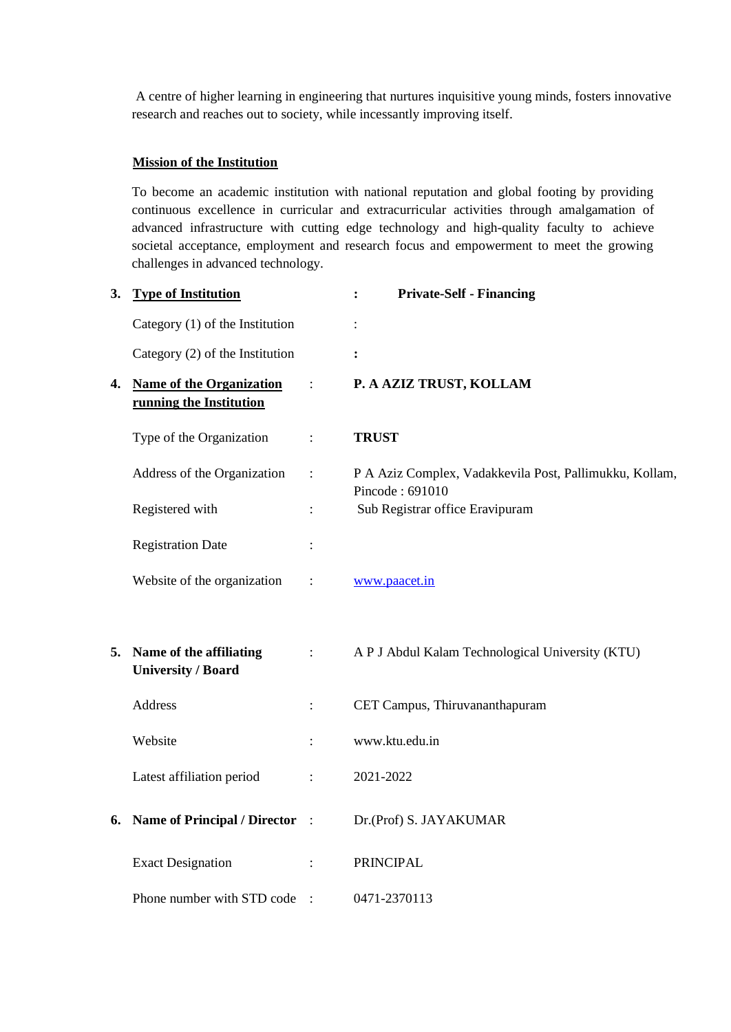A centre of higher learning in engineering that nurtures inquisitive young minds, fosters innovative research and reaches out to society, while incessantly improving itself.

**Mission of the Institution**

To become an academic institution with national reputation and global footing by providing continuous excellence in curricular and extracurricular activities through amalgamation of advanced infrastructure with cutting edge technology and high-quality faculty to achieve societal acceptance, employment and research focus and empowerment to meet the growing challenges in advanced technology.

**3. Type of Institution** : **Private-Self - Financing**

Category (1) of the Institution :

Category (2) of the Institution :

**4. Name of the Organization running the Institution** : **P. A AZIZ TRUST, KOLLAM**

Type of the Organization : **TRUST**

Address of the Organization : P A Aziz Complex, Vadakkevila Post, Pallimukku, Kollam, Pincode : 691010

Registered with : Sub Registrar office Eravipuram

Registration Date :

Website of the organization : www.paacet.in

**5. Name of the affiliating University / Board** : A P J Abdul Kalam Technological University (KTU)

Address : CET Campus, Thiruvananthapuram

Website : www.ktu.edu.in

Latest affiliation period : 2021-2022

**6. Name of Principal / Director** : Dr.(Prof) S. JAYAKUMAR

Exact Designation : PRINCIPAL

Phone number with STD code : 0471-2370113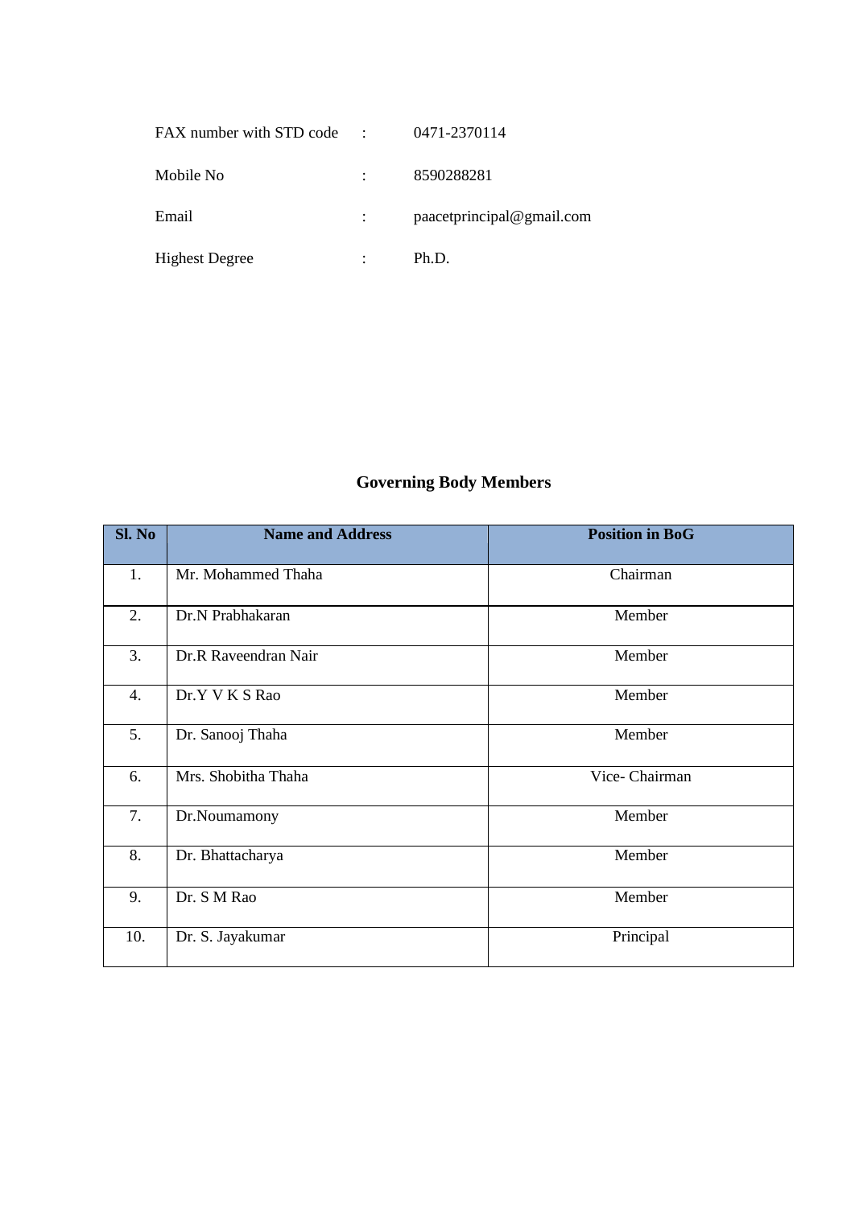FAX number with STD code : 0471-2370114

Mobile No : 8590288281

Email : paacetprincipal@gmail.com

Highest Degree : Ph.D.

## Governing Body Members

| Sl. No | Name and Address | Position in BoG |
|---|---|---|
| 1. | Mr. Mohammed Thaha | Chairman |
| 2. | Dr.N Prabhakaran | Member |
| 3. | Dr.R Raveendran Nair | Member |
| 4. | Dr.Y V K S Rao | Member |
| 5. | Dr. Sanooj Thaha | Member |
| 6. | Mrs. Shobitha Thaha | Vice- Chairman |
| 7. | Dr.Noumamony | Member |
| 8. | Dr. Bhattacharya | Member |
| 9. | Dr. S M Rao | Member |
| 10. | Dr. S. Jayakumar | Principal |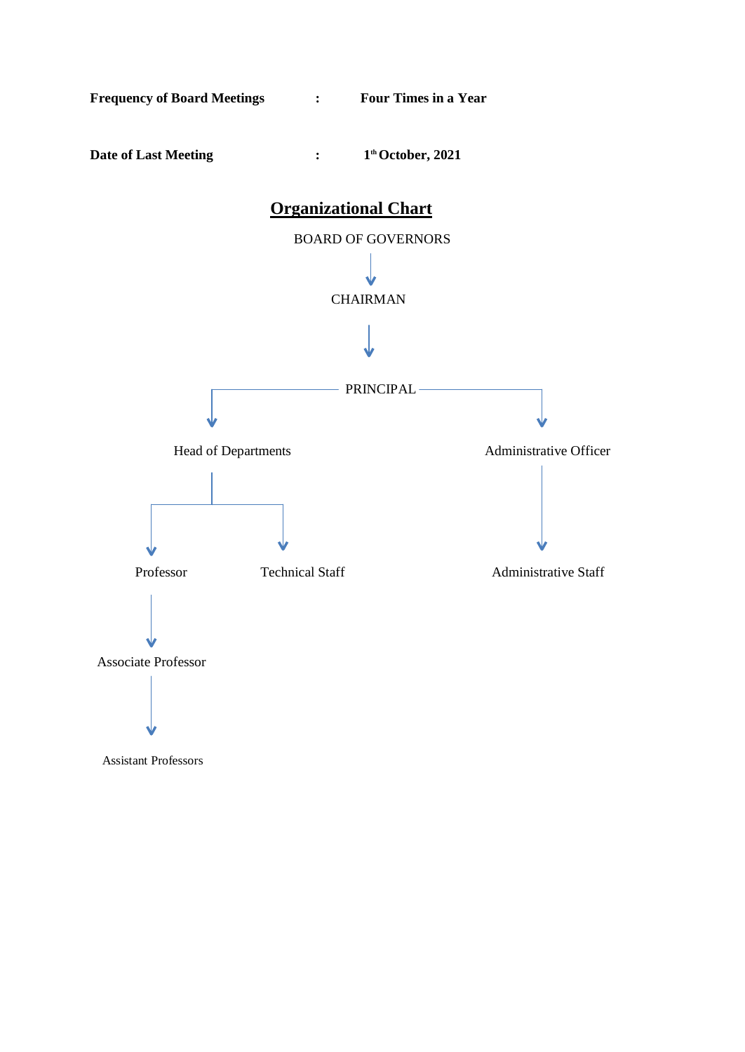**Frequency of Board Meetings** : **Four Times in a Year**

**Date of Last Meeting** : **1[th] October, 2021**

## Organizational Chart

BOARD OF GOVERNORS

↓

CHAIRMAN

↓

PRINCIPAL

- Head of Departments
  - Professor
    - Associate Professor
      - Assistant Professors
  - Technical Staff
- Administrative Officer
  - Administrative Staff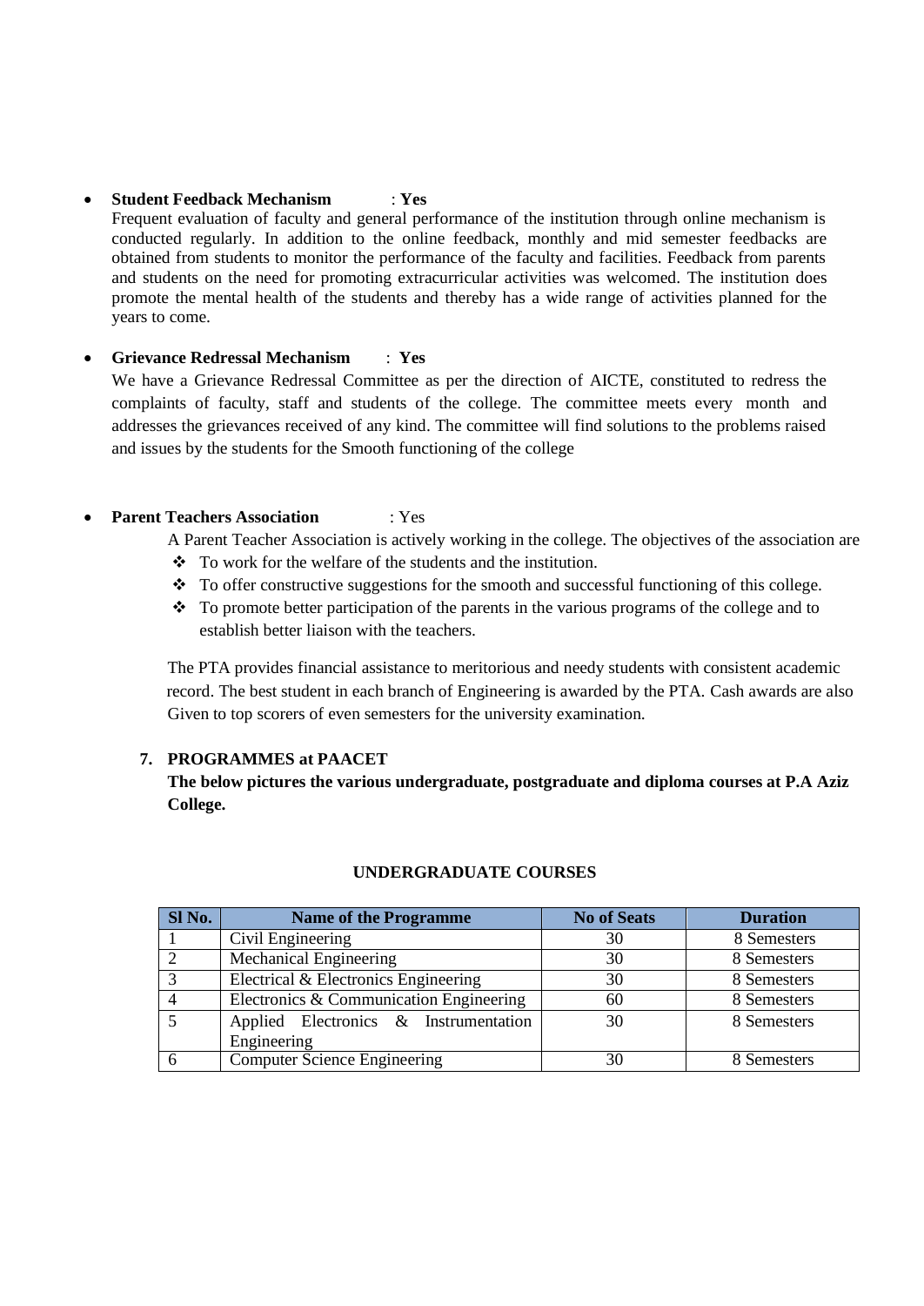- **Student Feedback Mechanism** : **Yes**

  Frequent evaluation of faculty and general performance of the institution through online mechanism is conducted regularly. In addition to the online feedback, monthly and mid semester feedbacks are obtained from students to monitor the performance of the faculty and facilities. Feedback from parents and students on the need for promoting extracurricular activities was welcomed. The institution does promote the mental health of the students and thereby has a wide range of activities planned for the years to come.

- **Grievance Redressal Mechanism** : **Yes**

  We have a Grievance Redressal Committee as per the direction of AICTE, constituted to redress the complaints of faculty, staff and students of the college. The committee meets every month and addresses the grievances received of any kind. The committee will find solutions to the problems raised and issues by the students for the Smooth functioning of the college

- **Parent Teachers Association** : Yes

  A Parent Teacher Association is actively working in the college. The objectives of the association are

  - To work for the welfare of the students and the institution.
  - To offer constructive suggestions for the smooth and successful functioning of this college.
  - To promote better participation of the parents in the various programs of the college and to establish better liaison with the teachers.

  The PTA provides financial assistance to meritorious and needy students with consistent academic record. The best student in each branch of Engineering is awarded by the PTA. Cash awards are also Given to top scorers of even semesters for the university examination.

## 7. PROGRAMMES at PAACET

**The below pictures the various undergraduate, postgraduate and diploma courses at P.A Aziz College.**

### UNDERGRADUATE COURSES

| Sl No. | Name of the Programme | No of Seats | Duration |
|---|---|---|---|
| 1 | Civil Engineering | 30 | 8 Semesters |
| 2 | Mechanical Engineering | 30 | 8 Semesters |
| 3 | Electrical & Electronics Engineering | 30 | 8 Semesters |
| 4 | Electronics & Communication Engineering | 60 | 8 Semesters |
| 5 | Applied Electronics & Instrumentation Engineering | 30 | 8 Semesters |
| 6 | Computer Science Engineering | 30 | 8 Semesters |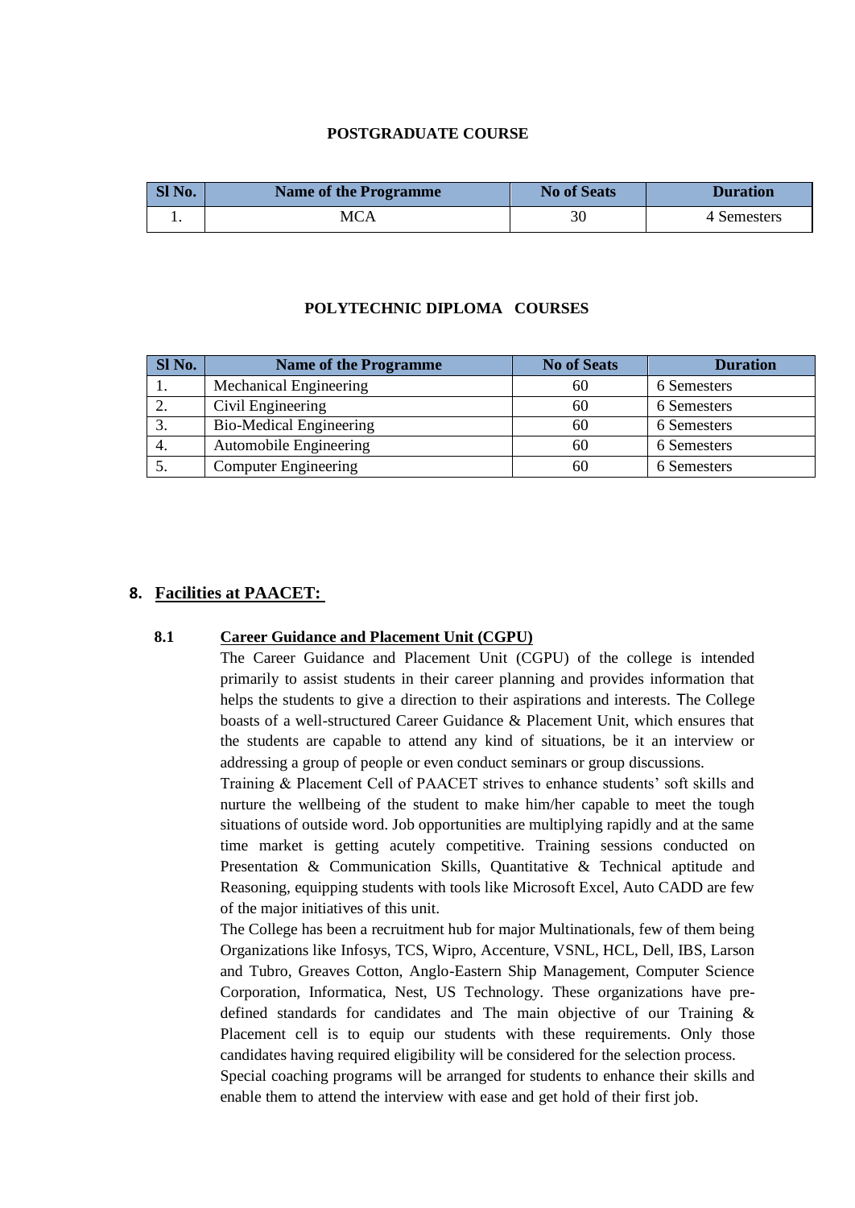**POSTGRADUATE COURSE**

| Sl No. | Name of the Programme | No of Seats | Duration |
|---|---|---|---|
| 1. | MCA | 30 | 4 Semesters |

**POLYTECHNIC DIPLOMA COURSES**

| Sl No. | Name of the Programme | No of Seats | Duration |
|---|---|---|---|
| 1. | Mechanical Engineering | 60 | 6 Semesters |
| 2. | Civil Engineering | 60 | 6 Semesters |
| 3. | Bio-Medical Engineering | 60 | 6 Semesters |
| 4. | Automobile Engineering | 60 | 6 Semesters |
| 5. | Computer Engineering | 60 | 6 Semesters |

## 8. Facilities at PAACET:

### 8.1 Career Guidance and Placement Unit (CGPU)

The Career Guidance and Placement Unit (CGPU) of the college is intended primarily to assist students in their career planning and provides information that helps the students to give a direction to their aspirations and interests. The College boasts of a well-structured Career Guidance & Placement Unit, which ensures that the students are capable to attend any kind of situations, be it an interview or addressing a group of people or even conduct seminars or group discussions.

Training & Placement Cell of PAACET strives to enhance students' soft skills and nurture the wellbeing of the student to make him/her capable to meet the tough situations of outside word. Job opportunities are multiplying rapidly and at the same time market is getting acutely competitive. Training sessions conducted on Presentation & Communication Skills, Quantitative & Technical aptitude and Reasoning, equipping students with tools like Microsoft Excel, Auto CADD are few of the major initiatives of this unit.

The College has been a recruitment hub for major Multinationals, few of them being Organizations like Infosys, TCS, Wipro, Accenture, VSNL, HCL, Dell, IBS, Larson and Tubro, Greaves Cotton, Anglo-Eastern Ship Management, Computer Science Corporation, Informatica, Nest, US Technology. These organizations have pre-defined standards for candidates and The main objective of our Training & Placement cell is to equip our students with these requirements. Only those candidates having required eligibility will be considered for the selection process.

Special coaching programs will be arranged for students to enhance their skills and enable them to attend the interview with ease and get hold of their first job.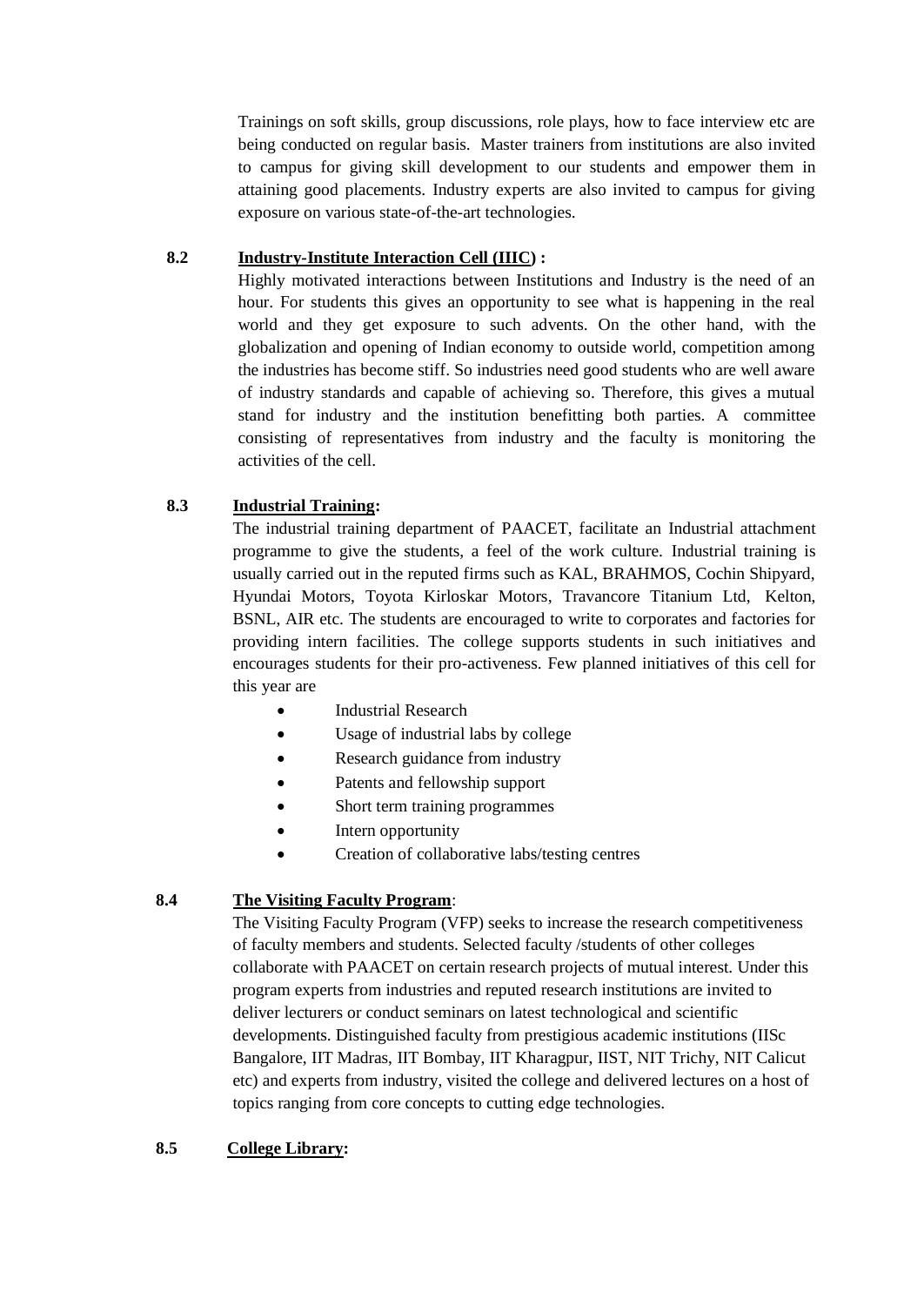Trainings on soft skills, group discussions, role plays, how to face interview etc are being conducted on regular basis. Master trainers from institutions are also invited to campus for giving skill development to our students and empower them in attaining good placements. Industry experts are also invited to campus for giving exposure on various state-of-the-art technologies.

### 8.2 Industry-Institute Interaction Cell (IIIC) :

Highly motivated interactions between Institutions and Industry is the need of an hour. For students this gives an opportunity to see what is happening in the real world and they get exposure to such advents. On the other hand, with the globalization and opening of Indian economy to outside world, competition among the industries has become stiff. So industries need good students who are well aware of industry standards and capable of achieving so. Therefore, this gives a mutual stand for industry and the institution benefitting both parties. A committee consisting of representatives from industry and the faculty is monitoring the activities of the cell.

### 8.3 Industrial Training:

The industrial training department of PAACET, facilitate an Industrial attachment programme to give the students, a feel of the work culture. Industrial training is usually carried out in the reputed firms such as KAL, BRAHMOS, Cochin Shipyard, Hyundai Motors, Toyota Kirloskar Motors, Travancore Titanium Ltd, Kelton, BSNL, AIR etc. The students are encouraged to write to corporates and factories for providing intern facilities. The college supports students in such initiatives and encourages students for their pro-activeness. Few planned initiatives of this cell for this year are

- Industrial Research
- Usage of industrial labs by college
- Research guidance from industry
- Patents and fellowship support
- Short term training programmes
- Intern opportunity
- Creation of collaborative labs/testing centres

### 8.4 The Visiting Faculty Program:

The Visiting Faculty Program (VFP) seeks to increase the research competitiveness of faculty members and students. Selected faculty /students of other colleges collaborate with PAACET on certain research projects of mutual interest. Under this program experts from industries and reputed research institutions are invited to deliver lecturers or conduct seminars on latest technological and scientific developments. Distinguished faculty from prestigious academic institutions (IISc Bangalore, IIT Madras, IIT Bombay, IIT Kharagpur, IIST, NIT Trichy, NIT Calicut etc) and experts from industry, visited the college and delivered lectures on a host of topics ranging from core concepts to cutting edge technologies.

### 8.5 College Library: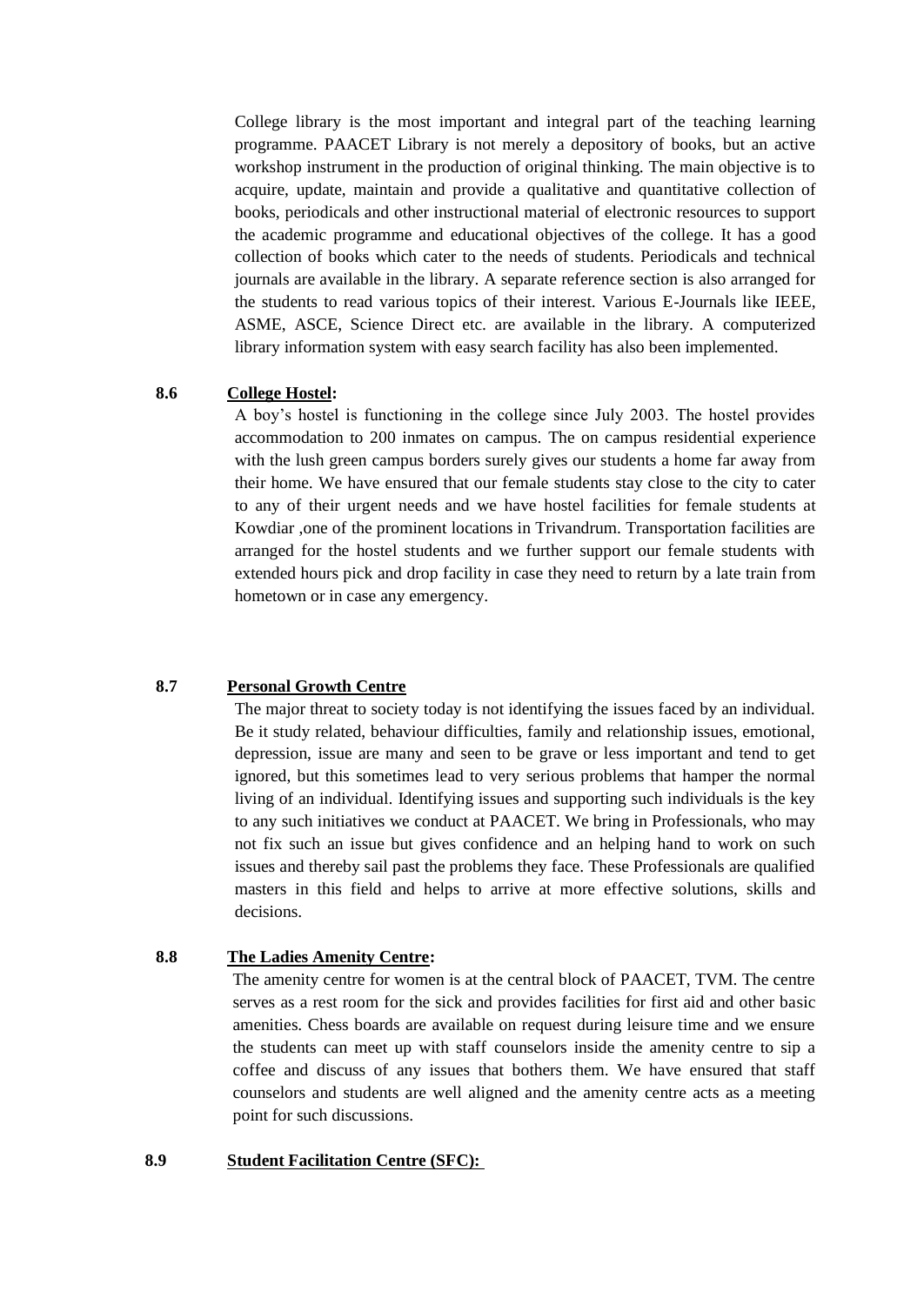College library is the most important and integral part of the teaching learning programme. PAACET Library is not merely a depository of books, but an active workshop instrument in the production of original thinking. The main objective is to acquire, update, maintain and provide a qualitative and quantitative collection of books, periodicals and other instructional material of electronic resources to support the academic programme and educational objectives of the college. It has a good collection of books which cater to the needs of students. Periodicals and technical journals are available in the library. A separate reference section is also arranged for the students to read various topics of their interest. Various E-Journals like IEEE, ASME, ASCE, Science Direct etc. are available in the library. A computerized library information system with easy search facility has also been implemented.

### 8.6 College Hostel:

A boy's hostel is functioning in the college since July 2003. The hostel provides accommodation to 200 inmates on campus. The on campus residential experience with the lush green campus borders surely gives our students a home far away from their home. We have ensured that our female students stay close to the city to cater to any of their urgent needs and we have hostel facilities for female students at Kowdiar ,one of the prominent locations in Trivandrum. Transportation facilities are arranged for the hostel students and we further support our female students with extended hours pick and drop facility in case they need to return by a late train from hometown or in case any emergency.

### 8.7 Personal Growth Centre

The major threat to society today is not identifying the issues faced by an individual. Be it study related, behaviour difficulties, family and relationship issues, emotional, depression, issue are many and seen to be grave or less important and tend to get ignored, but this sometimes lead to very serious problems that hamper the normal living of an individual. Identifying issues and supporting such individuals is the key to any such initiatives we conduct at PAACET. We bring in Professionals, who may not fix such an issue but gives confidence and an helping hand to work on such issues and thereby sail past the problems they face. These Professionals are qualified masters in this field and helps to arrive at more effective solutions, skills and decisions.

### 8.8 The Ladies Amenity Centre:

The amenity centre for women is at the central block of PAACET, TVM. The centre serves as a rest room for the sick and provides facilities for first aid and other basic amenities. Chess boards are available on request during leisure time and we ensure the students can meet up with staff counselors inside the amenity centre to sip a coffee and discuss of any issues that bothers them. We have ensured that staff counselors and students are well aligned and the amenity centre acts as a meeting point for such discussions.

### 8.9 Student Facilitation Centre (SFC):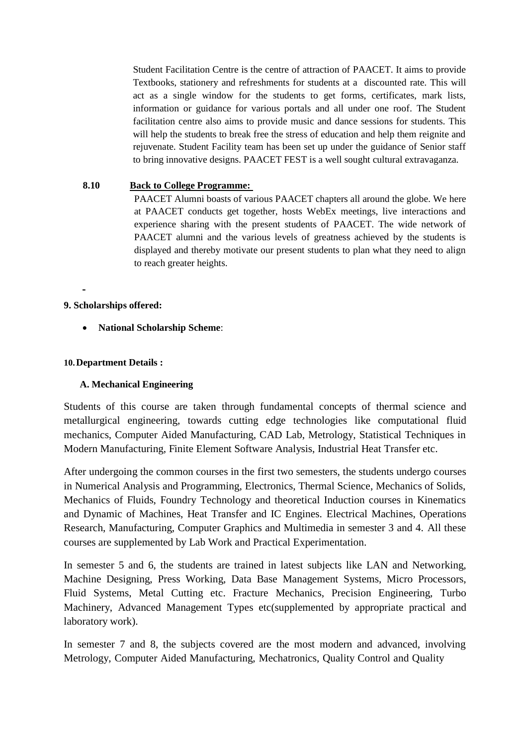Student Facilitation Centre is the centre of attraction of PAACET. It aims to provide Textbooks, stationery and refreshments for students at a discounted rate. This will act as a single window for the students to get forms, certificates, mark lists, information or guidance for various portals and all under one roof. The Student facilitation centre also aims to provide music and dance sessions for students. This will help the students to break free the stress of education and help them reignite and rejuvenate. Student Facility team has been set up under the guidance of Senior staff to bring innovative designs. PAACET FEST is a well sought cultural extravaganza.

**8.10 Back to College Programme:**

PAACET Alumni boasts of various PAACET chapters all around the globe. We here at PAACET conducts get together, hosts WebEx meetings, live interactions and experience sharing with the present students of PAACET. The wide network of PAACET alumni and the various levels of greatness achieved by the students is displayed and thereby motivate our present students to plan what they need to align to reach greater heights.

**9. Scholarships offered:**

- **National Scholarship Scheme**:

**10. Department Details :**

**A. Mechanical Engineering**

Students of this course are taken through fundamental concepts of thermal science and metallurgical engineering, towards cutting edge technologies like computational fluid mechanics, Computer Aided Manufacturing, CAD Lab, Metrology, Statistical Techniques in Modern Manufacturing, Finite Element Software Analysis, Industrial Heat Transfer etc.

After undergoing the common courses in the first two semesters, the students undergo courses in Numerical Analysis and Programming, Electronics, Thermal Science, Mechanics of Solids, Mechanics of Fluids, Foundry Technology and theoretical Induction courses in Kinematics and Dynamic of Machines, Heat Transfer and IC Engines. Electrical Machines, Operations Research, Manufacturing, Computer Graphics and Multimedia in semester 3 and 4. All these courses are supplemented by Lab Work and Practical Experimentation.

In semester 5 and 6, the students are trained in latest subjects like LAN and Networking, Machine Designing, Press Working, Data Base Management Systems, Micro Processors, Fluid Systems, Metal Cutting etc. Fracture Mechanics, Precision Engineering, Turbo Machinery, Advanced Management Types etc(supplemented by appropriate practical and laboratory work).

In semester 7 and 8, the subjects covered are the most modern and advanced, involving Metrology, Computer Aided Manufacturing, Mechatronics, Quality Control and Quality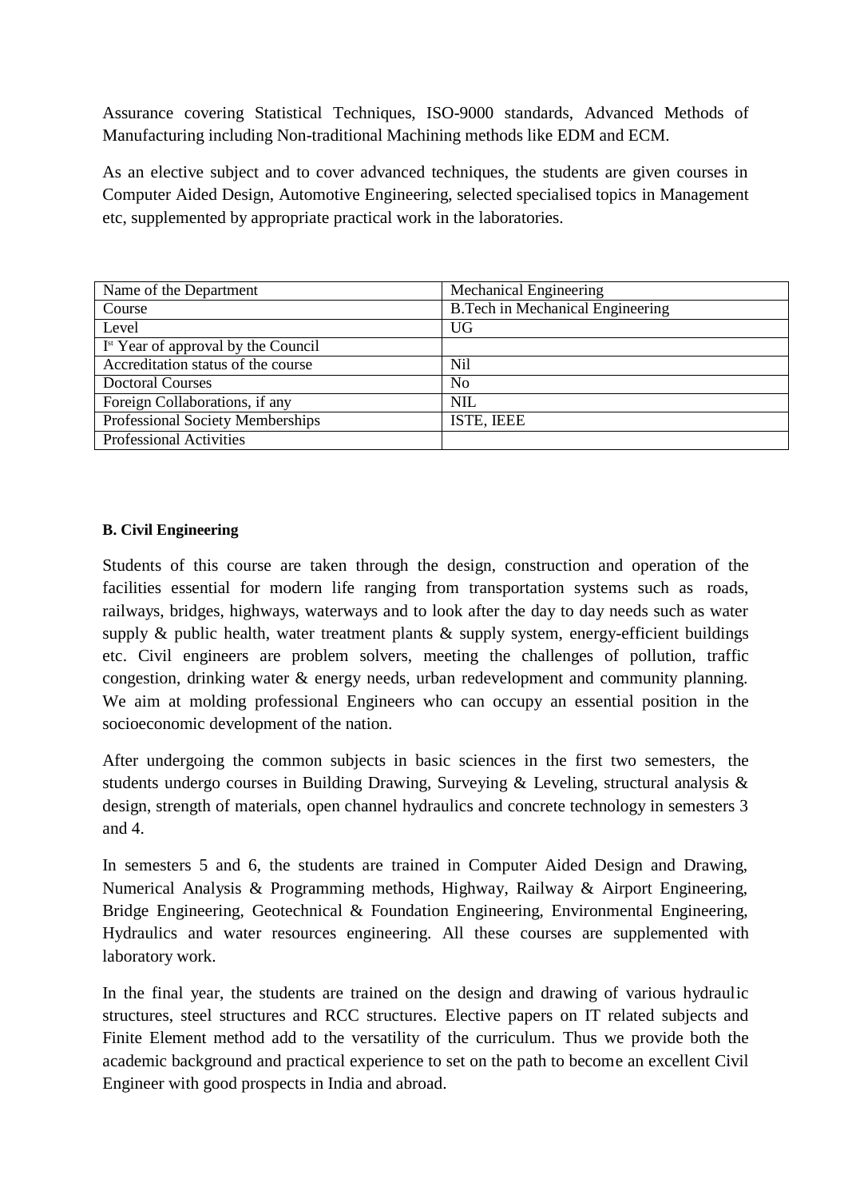Assurance covering Statistical Techniques, ISO-9000 standards, Advanced Methods of Manufacturing including Non-traditional Machining methods like EDM and ECM.

As an elective subject and to cover advanced techniques, the students are given courses in Computer Aided Design, Automotive Engineering, selected specialised topics in Management etc, supplemented by appropriate practical work in the laboratories.

| Name of the Department | Mechanical Engineering |
|---|---|
| Course | B.Tech in Mechanical Engineering |
| Level | UG |
| I[st] Year of approval by the Council | |
| Accreditation status of the course | Nil |
| Doctoral Courses | No |
| Foreign Collaborations, if any | NIL |
| Professional Society Memberships | ISTE, IEEE |
| Professional Activities | |

**B. Civil Engineering**

Students of this course are taken through the design, construction and operation of the facilities essential for modern life ranging from transportation systems such as roads, railways, bridges, highways, waterways and to look after the day to day needs such as water supply & public health, water treatment plants & supply system, energy-efficient buildings etc. Civil engineers are problem solvers, meeting the challenges of pollution, traffic congestion, drinking water & energy needs, urban redevelopment and community planning. We aim at molding professional Engineers who can occupy an essential position in the socioeconomic development of the nation.

After undergoing the common subjects in basic sciences in the first two semesters, the students undergo courses in Building Drawing, Surveying & Leveling, structural analysis & design, strength of materials, open channel hydraulics and concrete technology in semesters 3 and 4.

In semesters 5 and 6, the students are trained in Computer Aided Design and Drawing, Numerical Analysis & Programming methods, Highway, Railway & Airport Engineering, Bridge Engineering, Geotechnical & Foundation Engineering, Environmental Engineering, Hydraulics and water resources engineering. All these courses are supplemented with laboratory work.

In the final year, the students are trained on the design and drawing of various hydraulic structures, steel structures and RCC structures. Elective papers on IT related subjects and Finite Element method add to the versatility of the curriculum. Thus we provide both the academic background and practical experience to set on the path to become an excellent Civil Engineer with good prospects in India and abroad.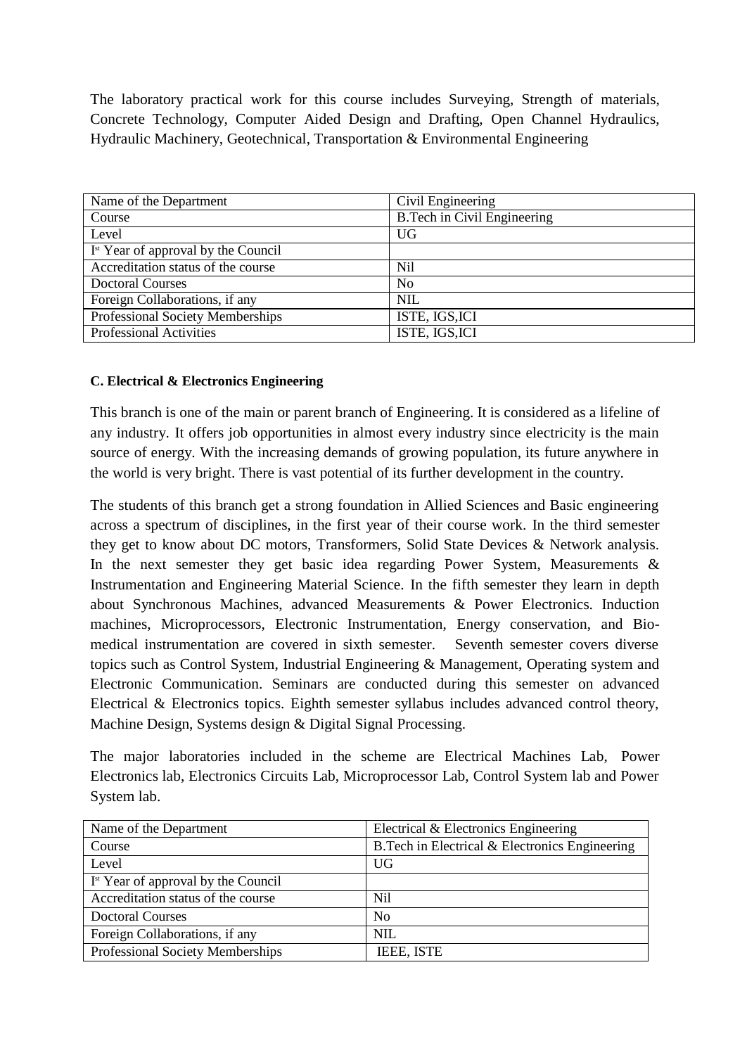The laboratory practical work for this course includes Surveying, Strength of materials, Concrete Technology, Computer Aided Design and Drafting, Open Channel Hydraulics, Hydraulic Machinery, Geotechnical, Transportation & Environmental Engineering

| Name of the Department | Civil Engineering |
|---|---|
| Course | B.Tech in Civil Engineering |
| Level | UG |
| I[st] Year of approval by the Council | |
| Accreditation status of the course | Nil |
| Doctoral Courses | No |
| Foreign Collaborations, if any | NIL |
| Professional Society Memberships | ISTE, IGS,ICI |
| Professional Activities | ISTE, IGS,ICI |

**C. Electrical & Electronics Engineering**

This branch is one of the main or parent branch of Engineering. It is considered as a lifeline of any industry. It offers job opportunities in almost every industry since electricity is the main source of energy. With the increasing demands of growing population, its future anywhere in the world is very bright. There is vast potential of its further development in the country.

The students of this branch get a strong foundation in Allied Sciences and Basic engineering across a spectrum of disciplines, in the first year of their course work. In the third semester they get to know about DC motors, Transformers, Solid State Devices & Network analysis. In the next semester they get basic idea regarding Power System, Measurements & Instrumentation and Engineering Material Science. In the fifth semester they learn in depth about Synchronous Machines, advanced Measurements & Power Electronics. Induction machines, Microprocessors, Electronic Instrumentation, Energy conservation, and Bio-medical instrumentation are covered in sixth semester. Seventh semester covers diverse topics such as Control System, Industrial Engineering & Management, Operating system and Electronic Communication. Seminars are conducted during this semester on advanced Electrical & Electronics topics. Eighth semester syllabus includes advanced control theory, Machine Design, Systems design & Digital Signal Processing.

The major laboratories included in the scheme are Electrical Machines Lab, Power Electronics lab, Electronics Circuits Lab, Microprocessor Lab, Control System lab and Power System lab.

| Name of the Department | Electrical & Electronics Engineering |
|---|---|
| Course | B.Tech in Electrical & Electronics Engineering |
| Level | UG |
| I[st] Year of approval by the Council | |
| Accreditation status of the course | Nil |
| Doctoral Courses | No |
| Foreign Collaborations, if any | NIL |
| Professional Society Memberships | IEEE, ISTE |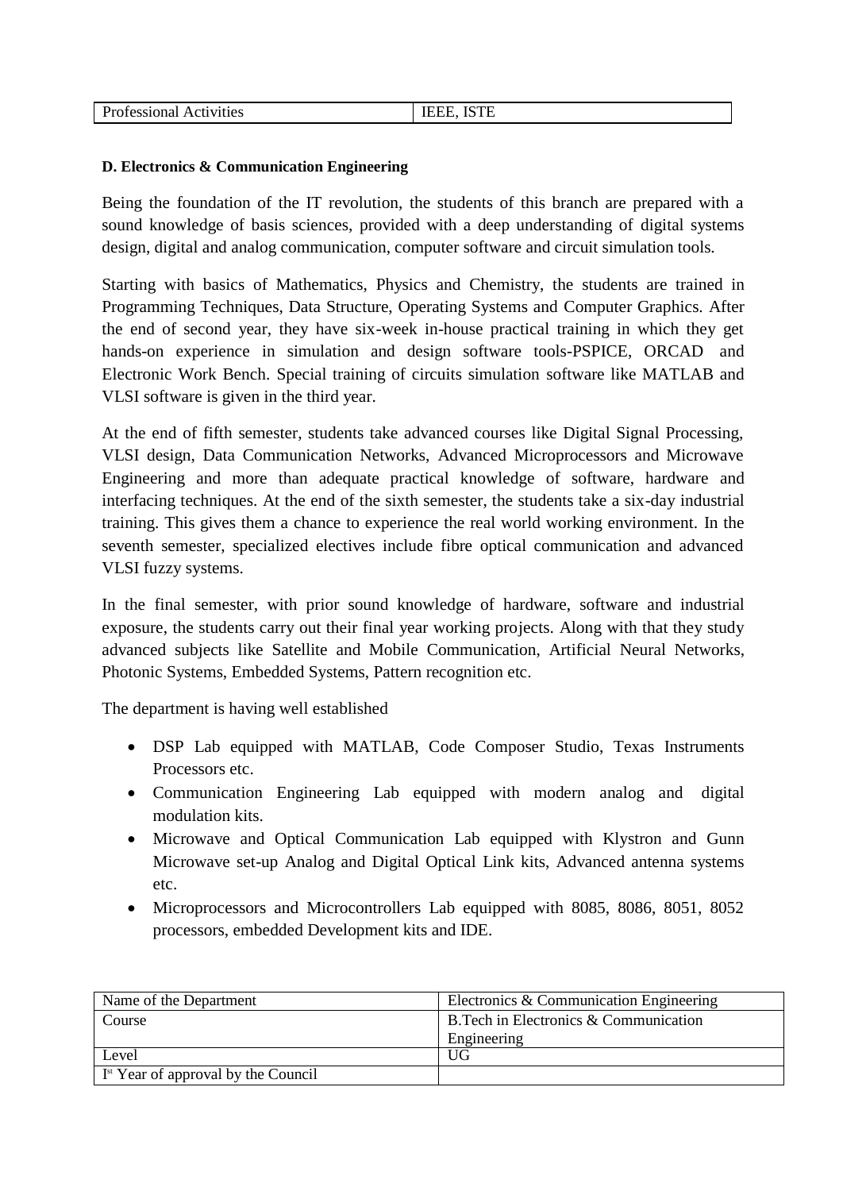| Professional Activities | IEEE, ISTE |
|---|---|

**D. Electronics & Communication Engineering**

Being the foundation of the IT revolution, the students of this branch are prepared with a sound knowledge of basis sciences, provided with a deep understanding of digital systems design, digital and analog communication, computer software and circuit simulation tools.

Starting with basics of Mathematics, Physics and Chemistry, the students are trained in Programming Techniques, Data Structure, Operating Systems and Computer Graphics. After the end of second year, they have six-week in-house practical training in which they get hands-on experience in simulation and design software tools-PSPICE, ORCAD and Electronic Work Bench. Special training of circuits simulation software like MATLAB and VLSI software is given in the third year.

At the end of fifth semester, students take advanced courses like Digital Signal Processing, VLSI design, Data Communication Networks, Advanced Microprocessors and Microwave Engineering and more than adequate practical knowledge of software, hardware and interfacing techniques. At the end of the sixth semester, the students take a six-day industrial training. This gives them a chance to experience the real world working environment. In the seventh semester, specialized electives include fibre optical communication and advanced VLSI fuzzy systems.

In the final semester, with prior sound knowledge of hardware, software and industrial exposure, the students carry out their final year working projects. Along with that they study advanced subjects like Satellite and Mobile Communication, Artificial Neural Networks, Photonic Systems, Embedded Systems, Pattern recognition etc.

The department is having well established

- DSP Lab equipped with MATLAB, Code Composer Studio, Texas Instruments Processors etc.
- Communication Engineering Lab equipped with modern analog and digital modulation kits.
- Microwave and Optical Communication Lab equipped with Klystron and Gunn Microwave set-up Analog and Digital Optical Link kits, Advanced antenna systems etc.
- Microprocessors and Microcontrollers Lab equipped with 8085, 8086, 8051, 8052 processors, embedded Development kits and IDE.

| Name of the Department | Electronics & Communication Engineering |
|---|---|
| Course | B.Tech in Electronics & Communication Engineering |
| Level | UG |
| Ist Year of approval by the Council | |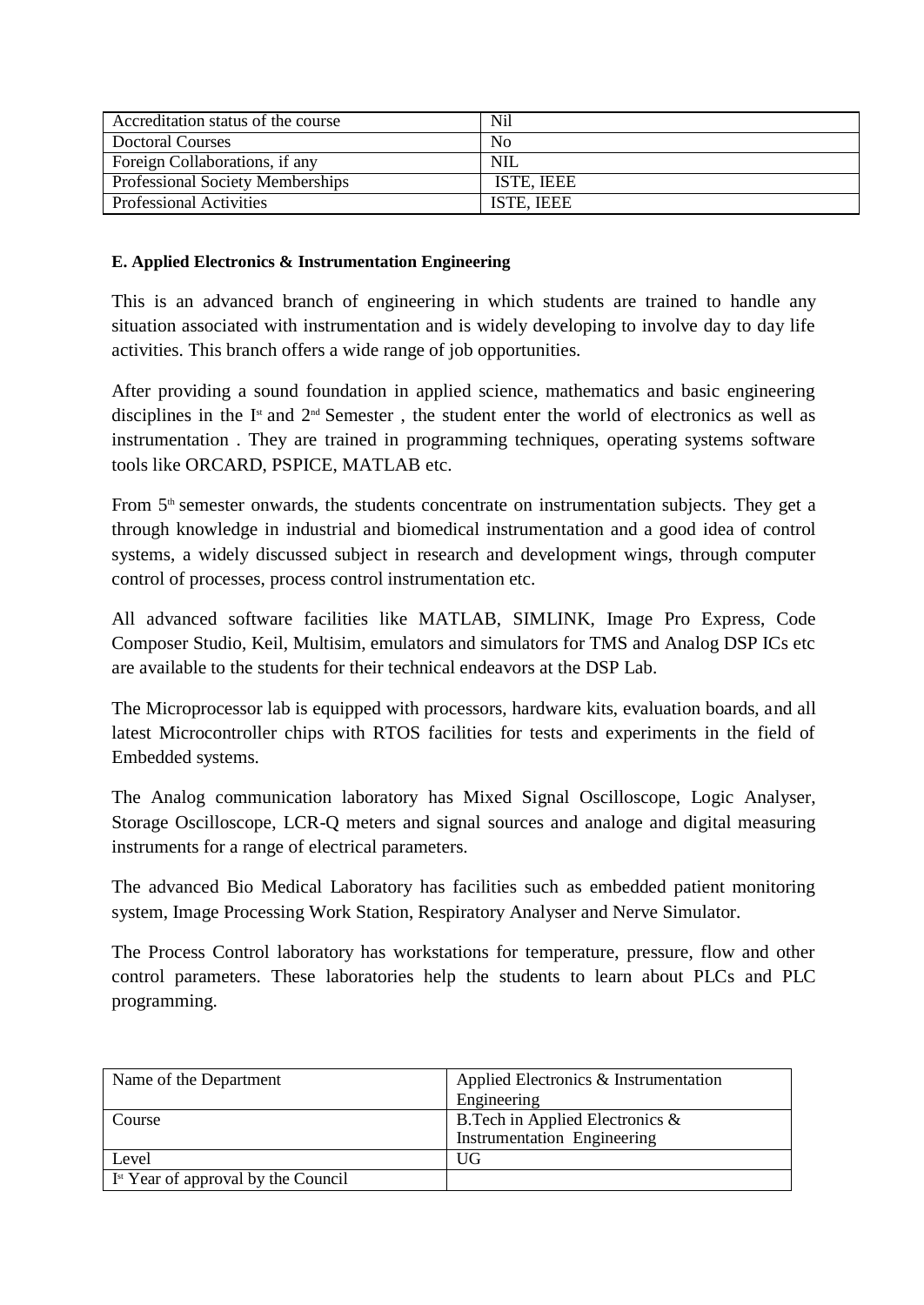| Accreditation status of the course | Nil |
|---|---|
| Doctoral Courses | No |
| Foreign Collaborations, if any | NIL |
| Professional Society Memberships | ISTE, IEEE |
| Professional Activities | ISTE, IEEE |

**E. Applied Electronics & Instrumentation Engineering**

This is an advanced branch of engineering in which students are trained to handle any situation associated with instrumentation and is widely developing to involve day to day life activities. This branch offers a wide range of job opportunities.

After providing a sound foundation in applied science, mathematics and basic engineering disciplines in the I[st] and 2[nd] Semester , the student enter the world of electronics as well as instrumentation . They are trained in programming techniques, operating systems software tools like ORCARD, PSPICE, MATLAB etc.

From 5[th] semester onwards, the students concentrate on instrumentation subjects. They get a through knowledge in industrial and biomedical instrumentation and a good idea of control systems, a widely discussed subject in research and development wings, through computer control of processes, process control instrumentation etc.

All advanced software facilities like MATLAB, SIMLINK, Image Pro Express, Code Composer Studio, Keil, Multisim, emulators and simulators for TMS and Analog DSP ICs etc are available to the students for their technical endeavors at the DSP Lab.

The Microprocessor lab is equipped with processors, hardware kits, evaluation boards, and all latest Microcontroller chips with RTOS facilities for tests and experiments in the field of Embedded systems.

The Analog communication laboratory has Mixed Signal Oscilloscope, Logic Analyser, Storage Oscilloscope, LCR-Q meters and signal sources and analoge and digital measuring instruments for a range of electrical parameters.

The advanced Bio Medical Laboratory has facilities such as embedded patient monitoring system, Image Processing Work Station, Respiratory Analyser and Nerve Simulator.

The Process Control laboratory has workstations for temperature, pressure, flow and other control parameters. These laboratories help the students to learn about PLCs and PLC programming.

| Name of the Department | Applied Electronics & Instrumentation Engineering |
|---|---|
| Course | B.Tech in Applied Electronics & Instrumentation Engineering |
| Level | UG |
| I[st] Year of approval by the Council | |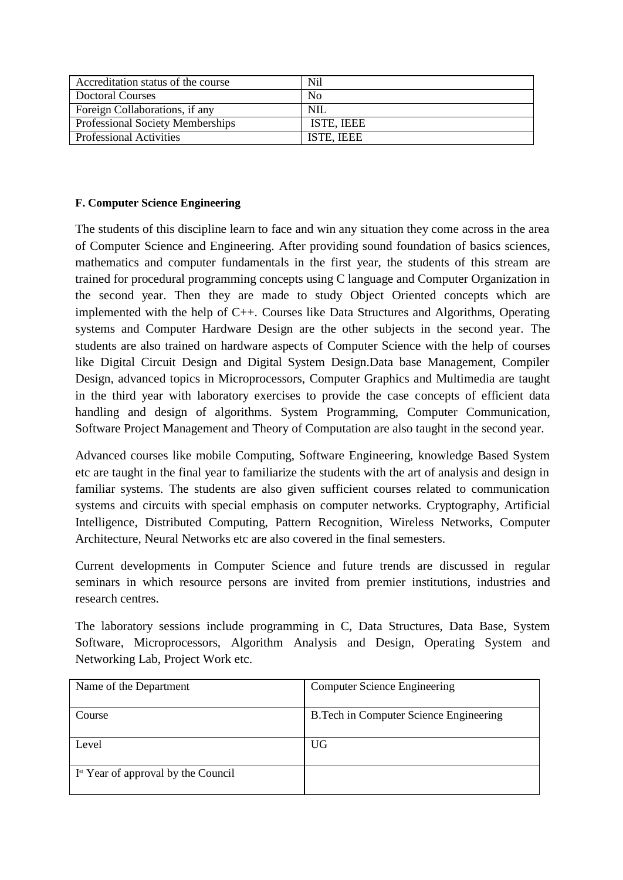| Accreditation status of the course | Nil |
|---|---|
| Doctoral Courses | No |
| Foreign Collaborations, if any | NIL |
| Professional Society Memberships | ISTE, IEEE |
| Professional Activities | ISTE, IEEE |

**F. Computer Science Engineering**

The students of this discipline learn to face and win any situation they come across in the area of Computer Science and Engineering. After providing sound foundation of basics sciences, mathematics and computer fundamentals in the first year, the students of this stream are trained for procedural programming concepts using C language and Computer Organization in the second year. Then they are made to study Object Oriented concepts which are implemented with the help of C++. Courses like Data Structures and Algorithms, Operating systems and Computer Hardware Design are the other subjects in the second year. The students are also trained on hardware aspects of Computer Science with the help of courses like Digital Circuit Design and Digital System Design.Data base Management, Compiler Design, advanced topics in Microprocessors, Computer Graphics and Multimedia are taught in the third year with laboratory exercises to provide the case concepts of efficient data handling and design of algorithms. System Programming, Computer Communication, Software Project Management and Theory of Computation are also taught in the second year.

Advanced courses like mobile Computing, Software Engineering, knowledge Based System etc are taught in the final year to familiarize the students with the art of analysis and design in familiar systems. The students are also given sufficient courses related to communication systems and circuits with special emphasis on computer networks. Cryptography, Artificial Intelligence, Distributed Computing, Pattern Recognition, Wireless Networks, Computer Architecture, Neural Networks etc are also covered in the final semesters.

Current developments in Computer Science and future trends are discussed in regular seminars in which resource persons are invited from premier institutions, industries and research centres.

The laboratory sessions include programming in C, Data Structures, Data Base, System Software, Microprocessors, Algorithm Analysis and Design, Operating System and Networking Lab, Project Work etc.

| Name of the Department | Computer Science Engineering |
|---|---|
| Course | B.Tech in Computer Science Engineering |
| Level | UG |
| Ist Year of approval by the Council | |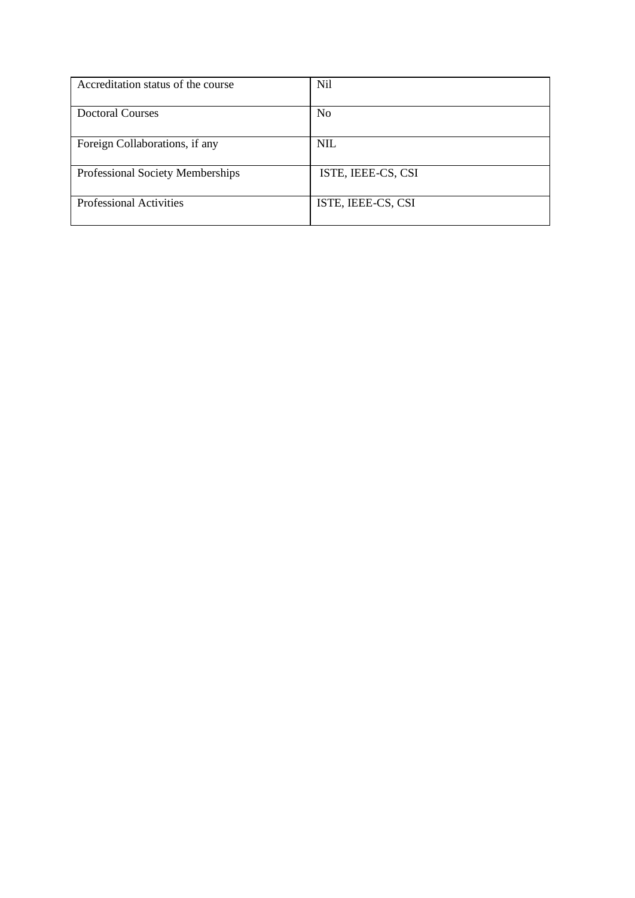| Accreditation status of the course | Nil |
| --- | --- |
| Doctoral Courses | No |
| Foreign Collaborations, if any | NIL |
| Professional Society Memberships | ISTE, IEEE-CS, CSI |
| Professional Activities | ISTE, IEEE-CS, CSI |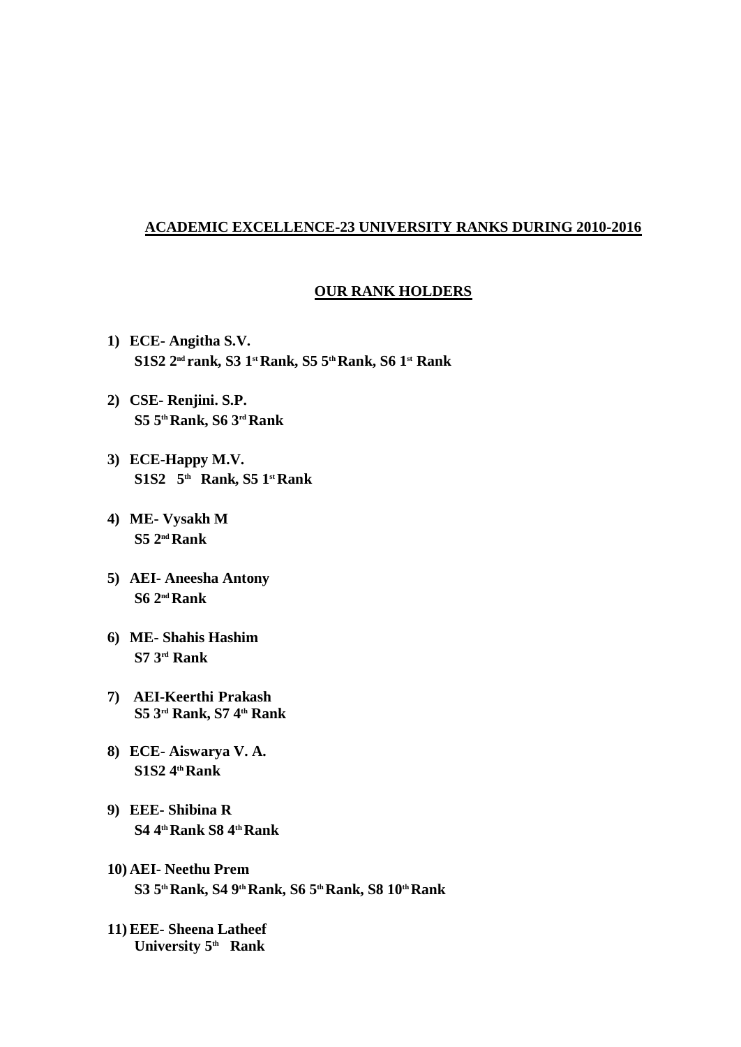## ACADEMIC EXCELLENCE-23 UNIVERSITY RANKS DURING 2010-2016

### OUR RANK HOLDERS

1) **ECE- Angitha S.V.**
   **S1S2 2nd rank, S3 1st Rank, S5 5th Rank, S6 1st Rank**

2) **CSE- Renjini. S.P.**
   **S5 5th Rank, S6 3rd Rank**

3) **ECE-Happy M.V.**
   **S1S2 5th Rank, S5 1st Rank**

4) **ME- Vysakh M**
   **S5 2nd Rank**

5) **AEI- Aneesha Antony**
   **S6 2nd Rank**

6) **ME- Shahis Hashim**
   **S7 3rd Rank**

7) **AEI-Keerthi Prakash**
   **S5 3rd Rank, S7 4th Rank**

8) **ECE- Aiswarya V. A.**
   **S1S2 4th Rank**

9) **EEE- Shibina R**
   **S4 4th Rank S8 4th Rank**

10) **AEI- Neethu Prem**
    **S3 5th Rank, S4 9th Rank, S6 5th Rank, S8 10th Rank**

11) **EEE- Sheena Latheef**
    **University 5th Rank**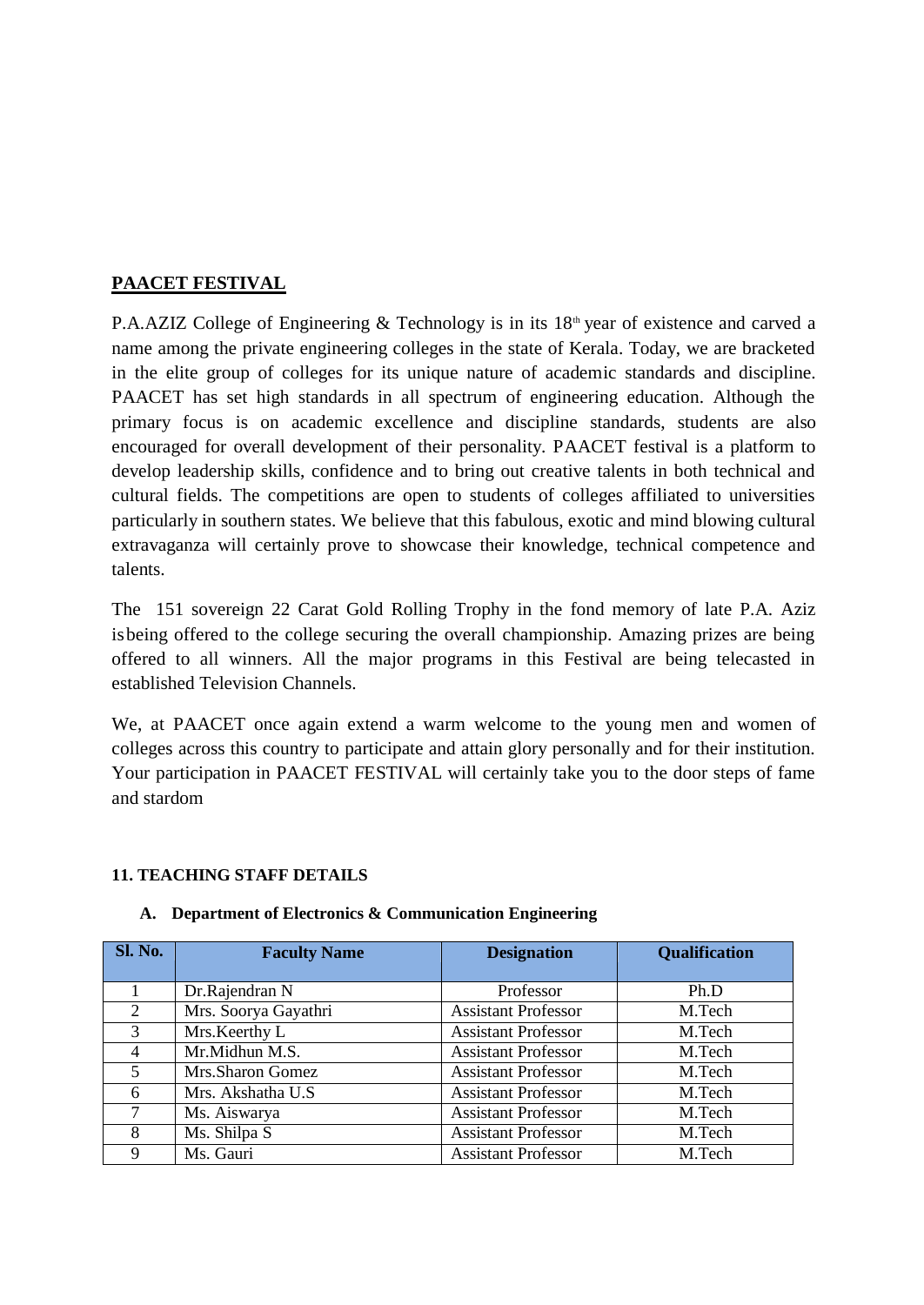## PAACET FESTIVAL

P.A.AZIZ College of Engineering & Technology is in its 18th year of existence and carved a name among the private engineering colleges in the state of Kerala. Today, we are bracketed in the elite group of colleges for its unique nature of academic standards and discipline. PAACET has set high standards in all spectrum of engineering education. Although the primary focus is on academic excellence and discipline standards, students are also encouraged for overall development of their personality. PAACET festival is a platform to develop leadership skills, confidence and to bring out creative talents in both technical and cultural fields. The competitions are open to students of colleges affiliated to universities particularly in southern states. We believe that this fabulous, exotic and mind blowing cultural extravaganza will certainly prove to showcase their knowledge, technical competence and talents.

The 151 sovereign 22 Carat Gold Rolling Trophy in the fond memory of late P.A. Aziz isbeing offered to the college securing the overall championship. Amazing prizes are being offered to all winners. All the major programs in this Festival are being telecasted in established Television Channels.

We, at PAACET once again extend a warm welcome to the young men and women of colleges across this country to participate and attain glory personally and for their institution. Your participation in PAACET FESTIVAL will certainly take you to the door steps of fame and stardom

**11. TEACHING STAFF DETAILS**

**A. Department of Electronics & Communication Engineering**

| Sl. No. | Faculty Name | Designation | Qualification |
|---|---|---|---|
| 1 | Dr.Rajendran N | Professor | Ph.D |
| 2 | Mrs. Soorya Gayathri | Assistant Professor | M.Tech |
| 3 | Mrs.Keerthy L | Assistant Professor | M.Tech |
| 4 | Mr.Midhun M.S. | Assistant Professor | M.Tech |
| 5 | Mrs.Sharon Gomez | Assistant Professor | M.Tech |
| 6 | Mrs. Akshatha U.S | Assistant Professor | M.Tech |
| 7 | Ms. Aiswarya | Assistant Professor | M.Tech |
| 8 | Ms. Shilpa S | Assistant Professor | M.Tech |
| 9 | Ms. Gauri | Assistant Professor | M.Tech |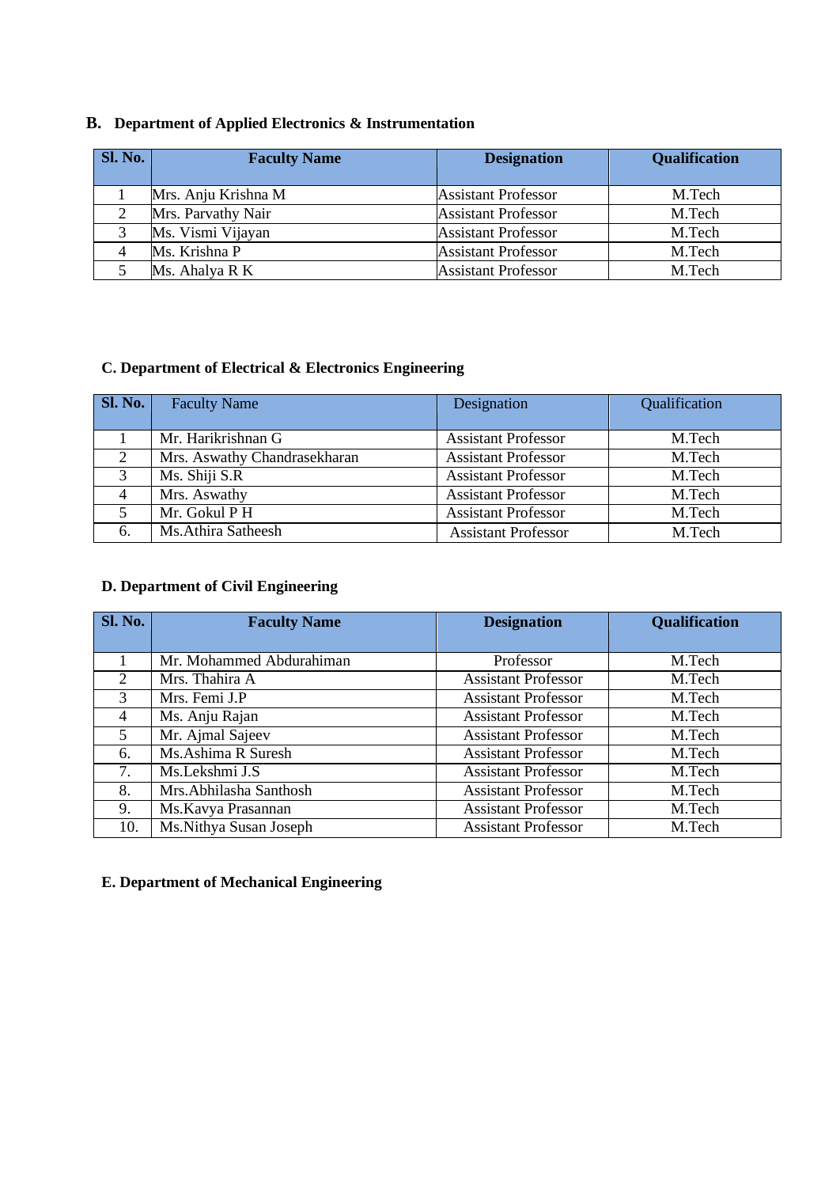## B. Department of Applied Electronics & Instrumentation

| Sl. No. | Faculty Name | Designation | Qualification |
|---|---|---|---|
| 1 | Mrs. Anju Krishna M | Assistant Professor | M.Tech |
| 2 | Mrs. Parvathy Nair | Assistant Professor | M.Tech |
| 3 | Ms. Vismi Vijayan | Assistant Professor | M.Tech |
| 4 | Ms. Krishna P | Assistant Professor | M.Tech |
| 5 | Ms. Ahalya R K | Assistant Professor | M.Tech |

## C. Department of Electrical & Electronics Engineering

| Sl. No. | Faculty Name | Designation | Qualification |
|---|---|---|---|
| 1 | Mr. Harikrishnan G | Assistant Professor | M.Tech |
| 2 | Mrs. Aswathy Chandrasekharan | Assistant Professor | M.Tech |
| 3 | Ms. Shiji S.R | Assistant Professor | M.Tech |
| 4 | Mrs. Aswathy | Assistant Professor | M.Tech |
| 5 | Mr. Gokul P H | Assistant Professor | M.Tech |
| 6. | Ms.Athira Satheesh | Assistant Professor | M.Tech |

## D. Department of Civil Engineering

| Sl. No. | Faculty Name | Designation | Qualification |
|---|---|---|---|
| 1 | Mr. Mohammed Abdurahiman | Professor | M.Tech |
| 2 | Mrs. Thahira A | Assistant Professor | M.Tech |
| 3 | Mrs. Femi J.P | Assistant Professor | M.Tech |
| 4 | Ms. Anju Rajan | Assistant Professor | M.Tech |
| 5 | Mr. Ajmal Sajeev | Assistant Professor | M.Tech |
| 6. | Ms.Ashima R Suresh | Assistant Professor | M.Tech |
| 7. | Ms.Lekshmi J.S | Assistant Professor | M.Tech |
| 8. | Mrs.Abhilasha Santhosh | Assistant Professor | M.Tech |
| 9. | Ms.Kavya Prasannan | Assistant Professor | M.Tech |
| 10. | Ms.Nithya Susan Joseph | Assistant Professor | M.Tech |

## E. Department of Mechanical Engineering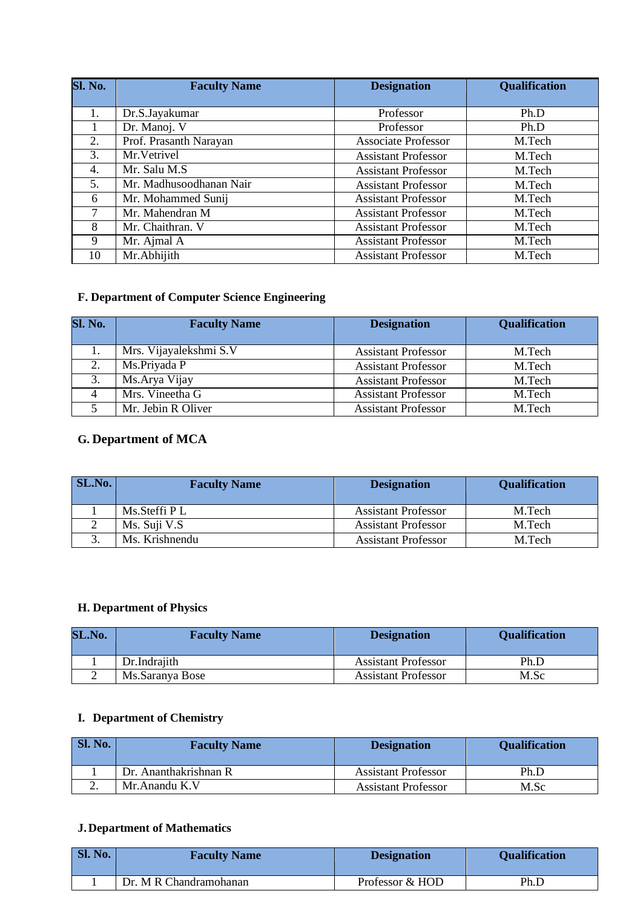| Sl. No. | Faculty Name | Designation | Qualification |
|---|---|---|---|
| 1. | Dr.S.Jayakumar | Professor | Ph.D |
| 1 | Dr. Manoj. V | Professor | Ph.D |
| 2. | Prof. Prasanth Narayan | Associate Professor | M.Tech |
| 3. | Mr.Vetrivel | Assistant Professor | M.Tech |
| 4. | Mr. Salu M.S | Assistant Professor | M.Tech |
| 5. | Mr. Madhusoodhanan Nair | Assistant Professor | M.Tech |
| 6 | Mr. Mohammed Sunij | Assistant Professor | M.Tech |
| 7 | Mr. Mahendran M | Assistant Professor | M.Tech |
| 8 | Mr. Chaithran. V | Assistant Professor | M.Tech |
| 9 | Mr. Ajmal A | Assistant Professor | M.Tech |
| 10 | Mr.Abhijith | Assistant Professor | M.Tech |

### F. Department of Computer Science Engineering

| Sl. No. | Faculty Name | Designation | Qualification |
|---|---|---|---|
| 1. | Mrs. Vijayalekshmi S.V | Assistant Professor | M.Tech |
| 2. | Ms.Priyada P | Assistant Professor | M.Tech |
| 3. | Ms.Arya Vijay | Assistant Professor | M.Tech |
| 4 | Mrs. Vineetha G | Assistant Professor | M.Tech |
| 5 | Mr. Jebin R Oliver | Assistant Professor | M.Tech |

### G. Department of MCA

| SL.No. | Faculty Name | Designation | Qualification |
|---|---|---|---|
| 1 | Ms.Steffi P L | Assistant Professor | M.Tech |
| 2 | Ms. Suji V.S | Assistant Professor | M.Tech |
| 3. | Ms. Krishnendu | Assistant Professor | M.Tech |

### H. Department of Physics

| SL.No. | Faculty Name | Designation | Qualification |
|---|---|---|---|
| 1 | Dr.Indrajith | Assistant Professor | Ph.D |
| 2 | Ms.Saranya Bose | Assistant Professor | M.Sc |

### I. Department of Chemistry

| Sl. No. | Faculty Name | Designation | Qualification |
|---|---|---|---|
| 1 | Dr. Ananthakrishnan R | Assistant Professor | Ph.D |
| 2. | Mr.Anandu K.V | Assistant Professor | M.Sc |

### J. Department of Mathematics

| Sl. No. | Faculty Name | Designation | Qualification |
|---|---|---|---|
| 1 | Dr. M R Chandramohanan | Professor & HOD | Ph.D |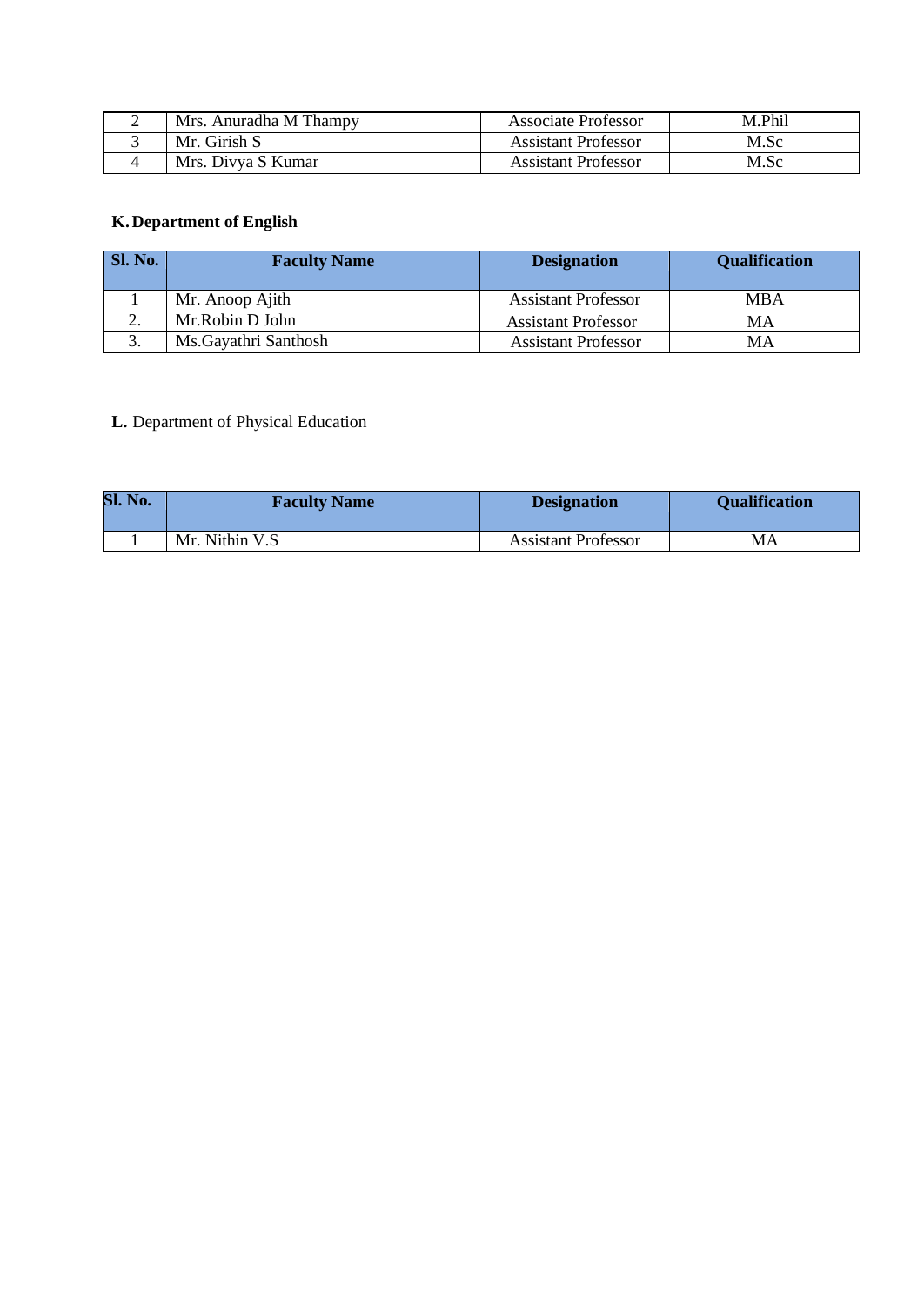| | | | |
|---|---|---|---|
| 2 | Mrs. Anuradha M Thampy | Associate Professor | M.Phil |
| 3 | Mr. Girish S | Assistant Professor | M.Sc |
| 4 | Mrs. Divya S Kumar | Assistant Professor | M.Sc |

**K. Department of English**

| Sl. No. | Faculty Name | Designation | Qualification |
|---|---|---|---|
| 1 | Mr. Anoop Ajith | Assistant Professor | MBA |
| 2. | Mr.Robin D John | Assistant Professor | MA |
| 3. | Ms.Gayathri Santhosh | Assistant Professor | MA |

**L.** Department of Physical Education

| Sl. No. | Faculty Name | Designation | Qualification |
|---|---|---|---|
| 1 | Mr. Nithin V.S | Assistant Professor | MA |